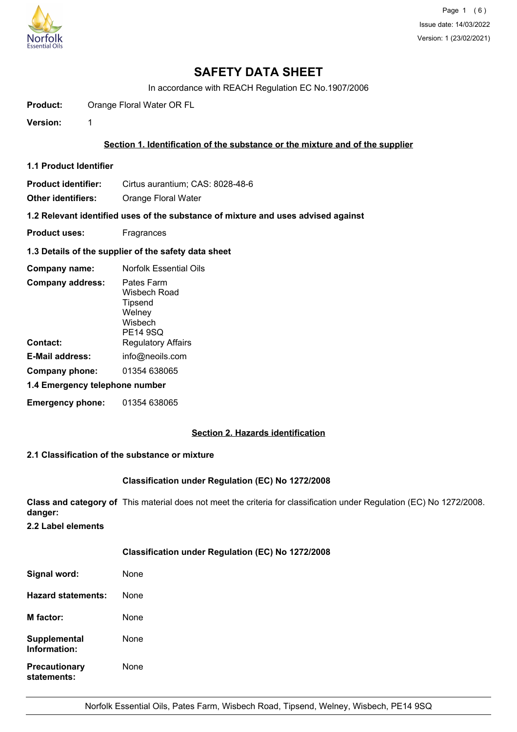# SAFETY DATA SHEET

In accordance with REACH Regulation EC No.1907/2006

**Product:** Orange Floral Water OR FL

**Version:** 1

## Section 1. Identification of the substance or the mixture and of the supplier

### 1.1 Product Identifier

**Product identifier:** Cirtus aurantium; CAS: 8028-48-6

**Other identifiers:** Orange Floral Water

### 1.2 Relevant identified uses of the substance of mixture and uses advised against

**Product uses:** Fragrances

### 1.3 Details of the supplier of the safety data sheet

**Company name:** Norfolk Essential Oils

**Company address:** Pates Farm
Wisbech Road
Tipsend
Welney
Wisbech
PE14 9SQ

**Contact:** Regulatory Affairs

**E-Mail address:** info@neoils.com

**Company phone:** 01354 638065

### 1.4 Emergency telephone number

**Emergency phone:** 01354 638065

## Section 2. Hazards identification

### 2.1 Classification of the substance or mixture

**Classification under Regulation (EC) No 1272/2008**

**Class and category of danger:** This material does not meet the criteria for classification under Regulation (EC) No 1272/2008.

### 2.2 Label elements

**Classification under Regulation (EC) No 1272/2008**

**Signal word:** None

**Hazard statements:** None

**M factor:** None

**Supplemental Information:** None

**Precautionary statements:** None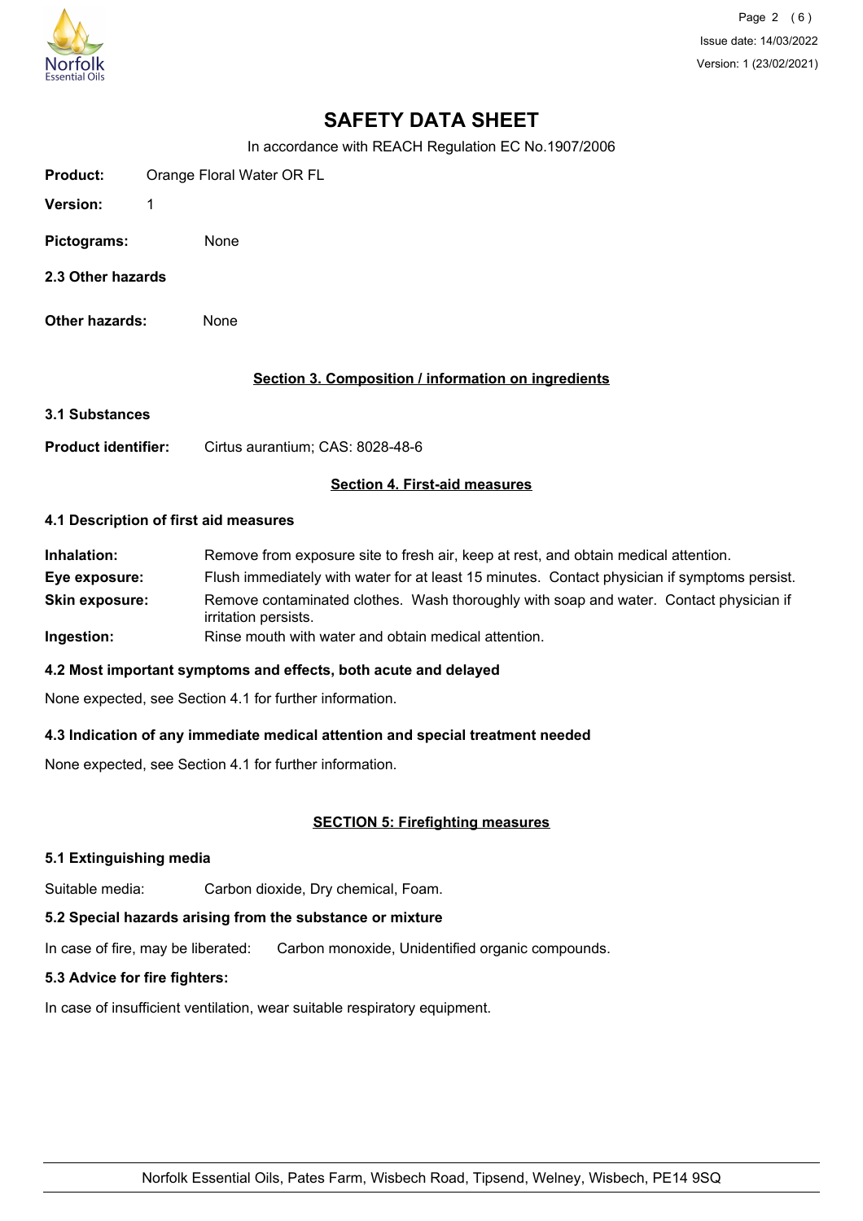# SAFETY DATA SHEET

In accordance with REACH Regulation EC No.1907/2006

**Product:** Orange Floral Water OR FL

**Version:** 1

**Pictograms:** None

**2.3 Other hazards**

**Other hazards:** None

## Section 3. Composition / information on ingredients

**3.1 Substances**

**Product identifier:** Cirtus aurantium; CAS: 8028-48-6

## Section 4. First-aid measures

### 4.1 Description of first aid measures

**Inhalation:** Remove from exposure site to fresh air, keep at rest, and obtain medical attention.

**Eye exposure:** Flush immediately with water for at least 15 minutes. Contact physician if symptoms persist.

**Skin exposure:** Remove contaminated clothes. Wash thoroughly with soap and water. Contact physician if irritation persists.

**Ingestion:** Rinse mouth with water and obtain medical attention.

### 4.2 Most important symptoms and effects, both acute and delayed

None expected, see Section 4.1 for further information.

### 4.3 Indication of any immediate medical attention and special treatment needed

None expected, see Section 4.1 for further information.

## SECTION 5: Firefighting measures

### 5.1 Extinguishing media

Suitable media: Carbon dioxide, Dry chemical, Foam.

### 5.2 Special hazards arising from the substance or mixture

In case of fire, may be liberated: Carbon monoxide, Unidentified organic compounds.

### 5.3 Advice for fire fighters:

In case of insufficient ventilation, wear suitable respiratory equipment.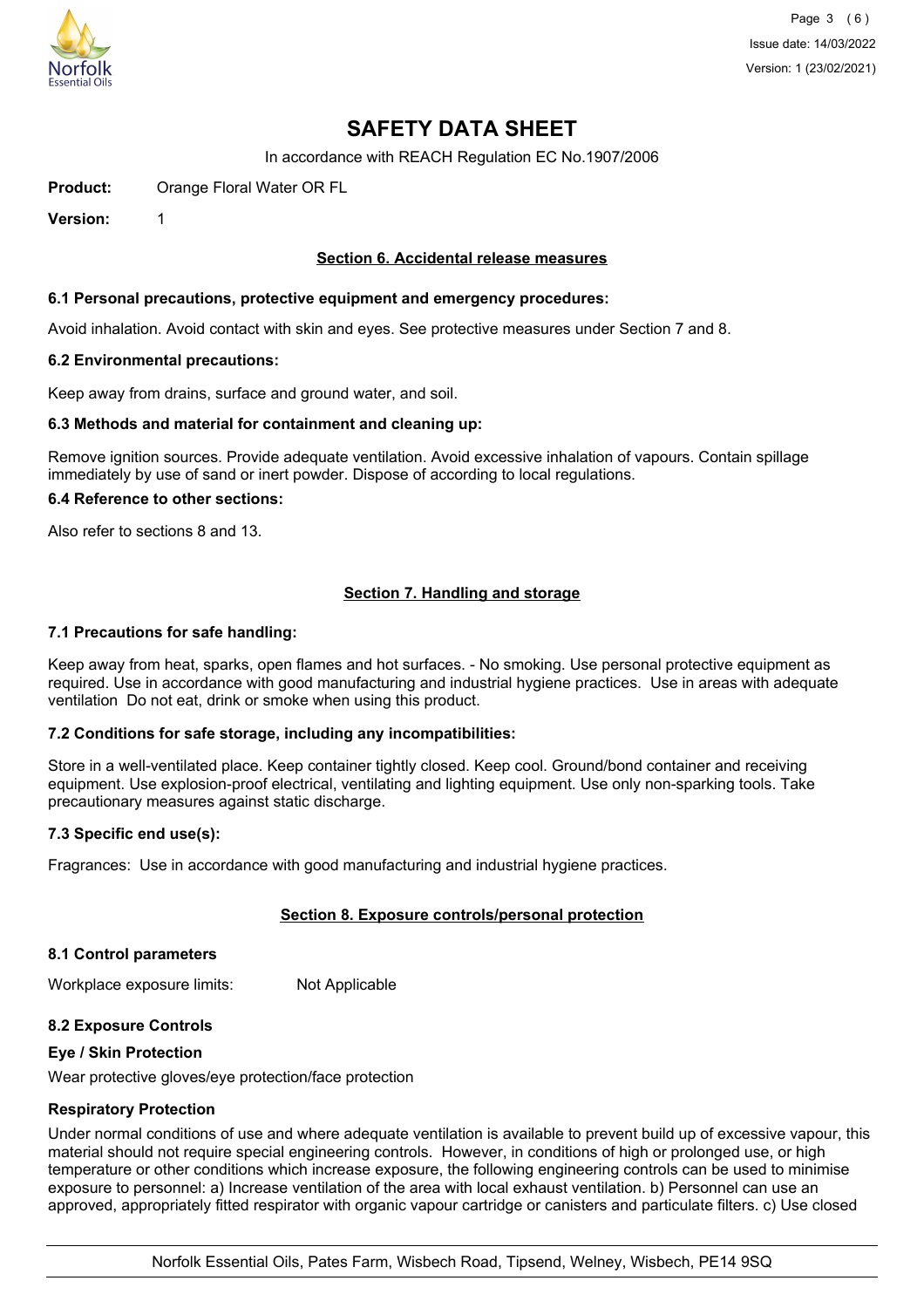# SAFETY DATA SHEET

In accordance with REACH Regulation EC No.1907/2006

**Product:** Orange Floral Water OR FL

**Version:** 1

## Section 6. Accidental release measures

### 6.1 Personal precautions, protective equipment and emergency procedures:

Avoid inhalation. Avoid contact with skin and eyes. See protective measures under Section 7 and 8.

### 6.2 Environmental precautions:

Keep away from drains, surface and ground water, and soil.

### 6.3 Methods and material for containment and cleaning up:

Remove ignition sources. Provide adequate ventilation. Avoid excessive inhalation of vapours. Contain spillage immediately by use of sand or inert powder. Dispose of according to local regulations.

### 6.4 Reference to other sections:

Also refer to sections 8 and 13.

## Section 7. Handling and storage

### 7.1 Precautions for safe handling:

Keep away from heat, sparks, open flames and hot surfaces. - No smoking. Use personal protective equipment as required. Use in accordance with good manufacturing and industrial hygiene practices. Use in areas with adequate ventilation Do not eat, drink or smoke when using this product.

### 7.2 Conditions for safe storage, including any incompatibilities:

Store in a well-ventilated place. Keep container tightly closed. Keep cool. Ground/bond container and receiving equipment. Use explosion-proof electrical, ventilating and lighting equipment. Use only non-sparking tools. Take precautionary measures against static discharge.

### 7.3 Specific end use(s):

Fragrances: Use in accordance with good manufacturing and industrial hygiene practices.

## Section 8. Exposure controls/personal protection

### 8.1 Control parameters

Workplace exposure limits: Not Applicable

### 8.2 Exposure Controls

**Eye / Skin Protection**

Wear protective gloves/eye protection/face protection

**Respiratory Protection**

Under normal conditions of use and where adequate ventilation is available to prevent build up of excessive vapour, this material should not require special engineering controls. However, in conditions of high or prolonged use, or high temperature or other conditions which increase exposure, the following engineering controls can be used to minimise exposure to personnel: a) Increase ventilation of the area with local exhaust ventilation. b) Personnel can use an approved, appropriately fitted respirator with organic vapour cartridge or canisters and particulate filters. c) Use closed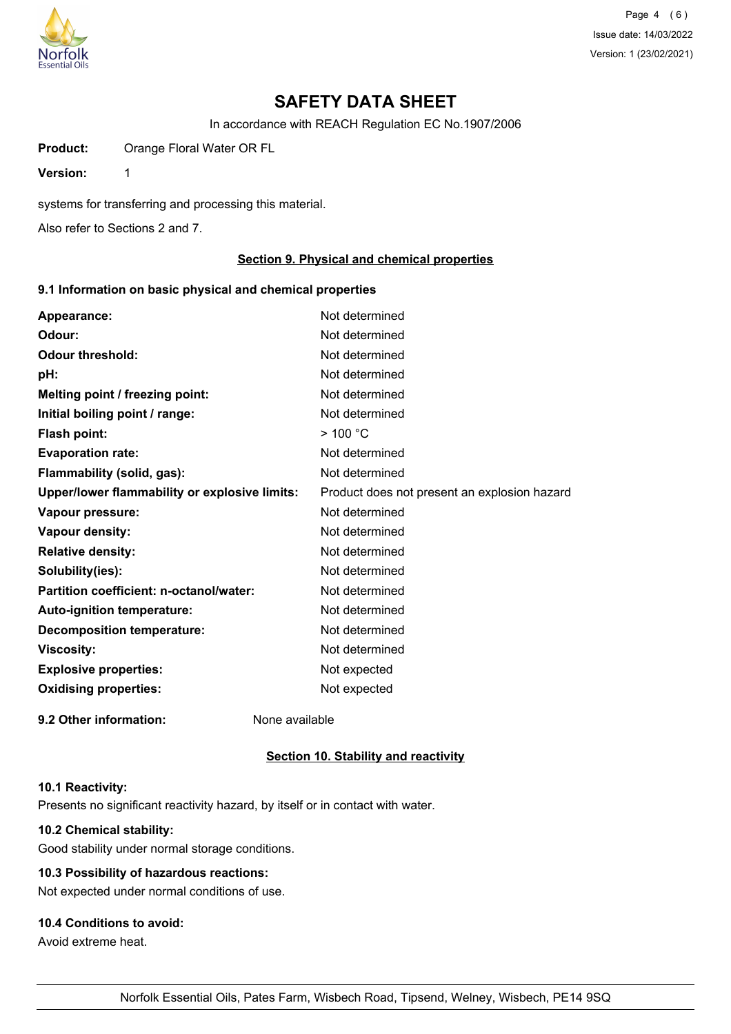# SAFETY DATA SHEET

In accordance with REACH Regulation EC No.1907/2006

**Product:** Orange Floral Water OR FL

**Version:** 1

systems for transferring and processing this material.

Also refer to Sections 2 and 7.

## Section 9. Physical and chemical properties

### 9.1 Information on basic physical and chemical properties

| | |
|---|---|
| **Appearance:** | Not determined |
| **Odour:** | Not determined |
| **Odour threshold:** | Not determined |
| **pH:** | Not determined |
| **Melting point / freezing point:** | Not determined |
| **Initial boiling point / range:** | Not determined |
| **Flash point:** | > 100 °C |
| **Evaporation rate:** | Not determined |
| **Flammability (solid, gas):** | Not determined |
| **Upper/lower flammability or explosive limits:** | Product does not present an explosion hazard |
| **Vapour pressure:** | Not determined |
| **Vapour density:** | Not determined |
| **Relative density:** | Not determined |
| **Solubility(ies):** | Not determined |
| **Partition coefficient: n-octanol/water:** | Not determined |
| **Auto-ignition temperature:** | Not determined |
| **Decomposition temperature:** | Not determined |
| **Viscosity:** | Not determined |
| **Explosive properties:** | Not expected |
| **Oxidising properties:** | Not expected |

**9.2 Other information:** None available

## Section 10. Stability and reactivity

**10.1 Reactivity:**
Presents no significant reactivity hazard, by itself or in contact with water.

**10.2 Chemical stability:**
Good stability under normal storage conditions.

**10.3 Possibility of hazardous reactions:**
Not expected under normal conditions of use.

**10.4 Conditions to avoid:**
Avoid extreme heat.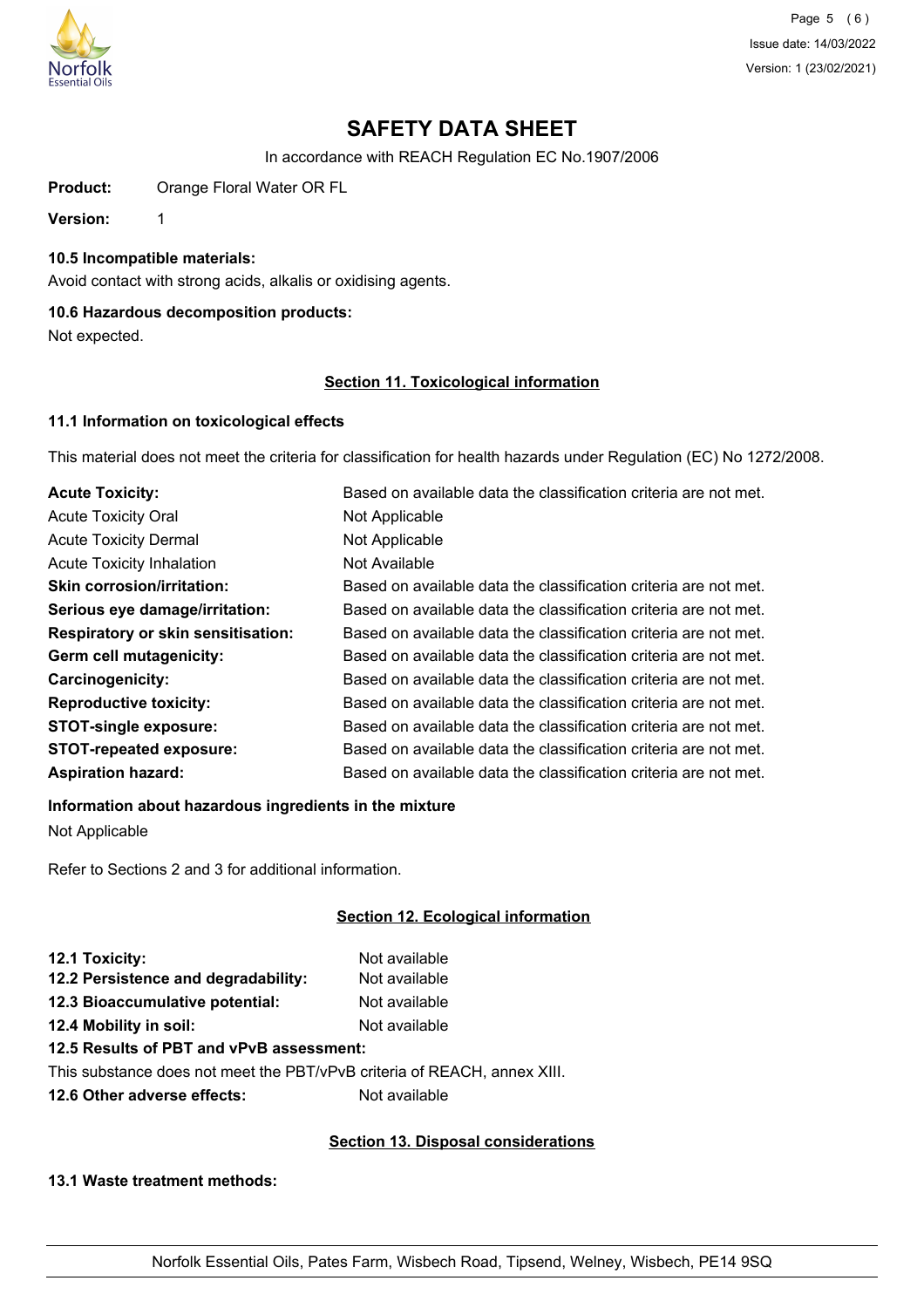# SAFETY DATA SHEET

In accordance with REACH Regulation EC No.1907/2006

**Product:** Orange Floral Water OR FL

**Version:** 1

### 10.5 Incompatible materials:

Avoid contact with strong acids, alkalis or oxidising agents.

### 10.6 Hazardous decomposition products:

Not expected.

## Section 11. Toxicological information

### 11.1 Information on toxicological effects

This material does not meet the criteria for classification for health hazards under Regulation (EC) No 1272/2008.

| | |
|---|---|
| **Acute Toxicity:** | Based on available data the classification criteria are not met. |
| Acute Toxicity Oral | Not Applicable |
| Acute Toxicity Dermal | Not Applicable |
| Acute Toxicity Inhalation | Not Available |
| **Skin corrosion/irritation:** | Based on available data the classification criteria are not met. |
| **Serious eye damage/irritation:** | Based on available data the classification criteria are not met. |
| **Respiratory or skin sensitisation:** | Based on available data the classification criteria are not met. |
| **Germ cell mutagenicity:** | Based on available data the classification criteria are not met. |
| **Carcinogenicity:** | Based on available data the classification criteria are not met. |
| **Reproductive toxicity:** | Based on available data the classification criteria are not met. |
| **STOT-single exposure:** | Based on available data the classification criteria are not met. |
| **STOT-repeated exposure:** | Based on available data the classification criteria are not met. |
| **Aspiration hazard:** | Based on available data the classification criteria are not met. |

**Information about hazardous ingredients in the mixture**

Not Applicable

Refer to Sections 2 and 3 for additional information.

## Section 12. Ecological information

| | |
|---|---|
| **12.1 Toxicity:** | Not available |
| **12.2 Persistence and degradability:** | Not available |
| **12.3 Bioaccumulative potential:** | Not available |
| **12.4 Mobility in soil:** | Not available |

**12.5 Results of PBT and vPvB assessment:**

This substance does not meet the PBT/vPvB criteria of REACH, annex XIII.

**12.6 Other adverse effects:** Not available

## Section 13. Disposal considerations

### 13.1 Waste treatment methods:

Norfolk Essential Oils, Pates Farm, Wisbech Road, Tipsend, Welney, Wisbech, PE14 9SQ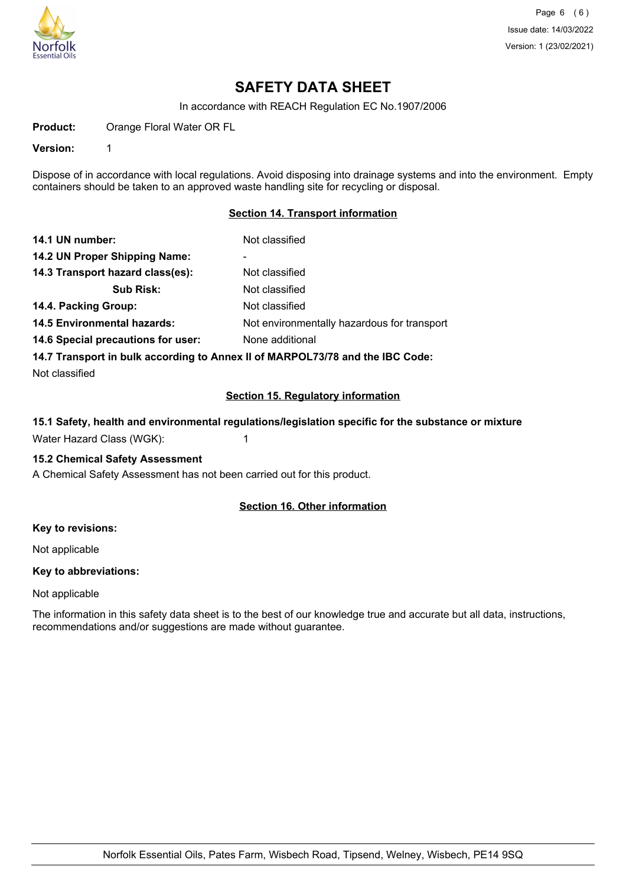# SAFETY DATA SHEET

In accordance with REACH Regulation EC No.1907/2006

**Product:** Orange Floral Water OR FL

**Version:** 1

Dispose of in accordance with local regulations. Avoid disposing into drainage systems and into the environment. Empty containers should be taken to an approved waste handling site for recycling or disposal.

## Section 14. Transport information

| | |
|---|---|
| **14.1 UN number:** | Not classified |
| **14.2 UN Proper Shipping Name:** | - |
| **14.3 Transport hazard class(es):** | Not classified |
| **Sub Risk:** | Not classified |
| **14.4. Packing Group:** | Not classified |
| **14.5 Environmental hazards:** | Not environmentally hazardous for transport |
| **14.6 Special precautions for user:** | None additional |

**14.7 Transport in bulk according to Annex II of MARPOL73/78 and the IBC Code:**

Not classified

## Section 15. Regulatory information

**15.1 Safety, health and environmental regulations/legislation specific for the substance or mixture**

Water Hazard Class (WGK): 1

**15.2 Chemical Safety Assessment**

A Chemical Safety Assessment has not been carried out for this product.

## Section 16. Other information

**Key to revisions:**

Not applicable

**Key to abbreviations:**

Not applicable

The information in this safety data sheet is to the best of our knowledge true and accurate but all data, instructions, recommendations and/or suggestions are made without guarantee.